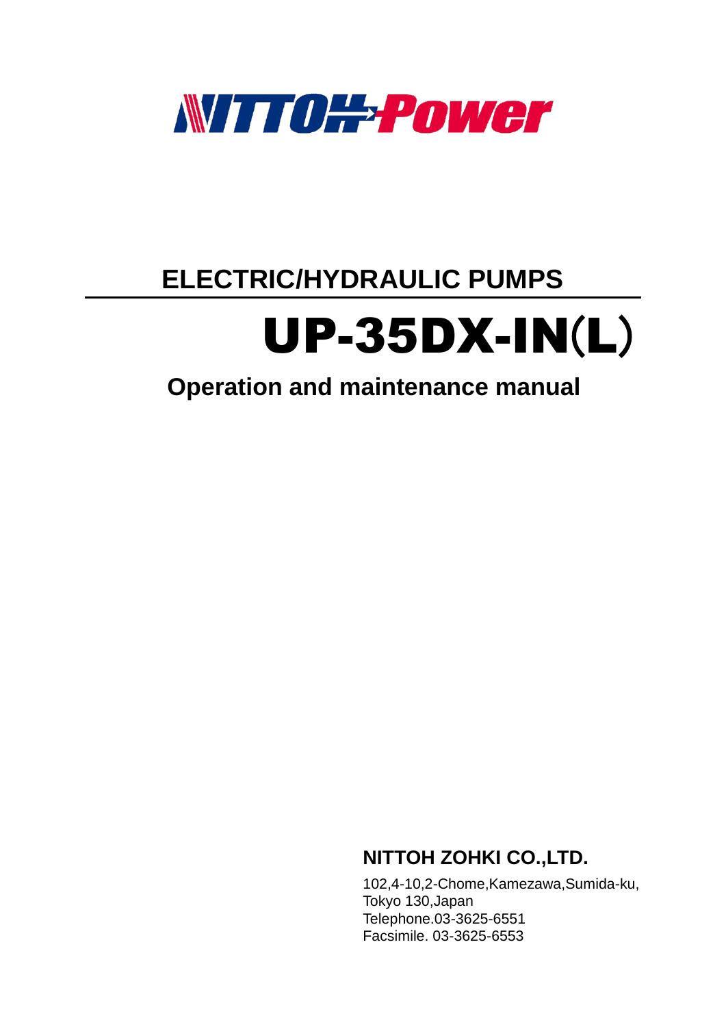NITTOH Power

## ELECTRIC/HYDRAULIC PUMPS

# UP-35DX-IN(L)

## Operation and maintenance manual

**NITTOH ZOHKI CO.,LTD.**

102,4-10,2-Chome,Kamezawa,Sumida-ku,
Tokyo 130,Japan
Telephone.03-3625-6551
Facsimile. 03-3625-6553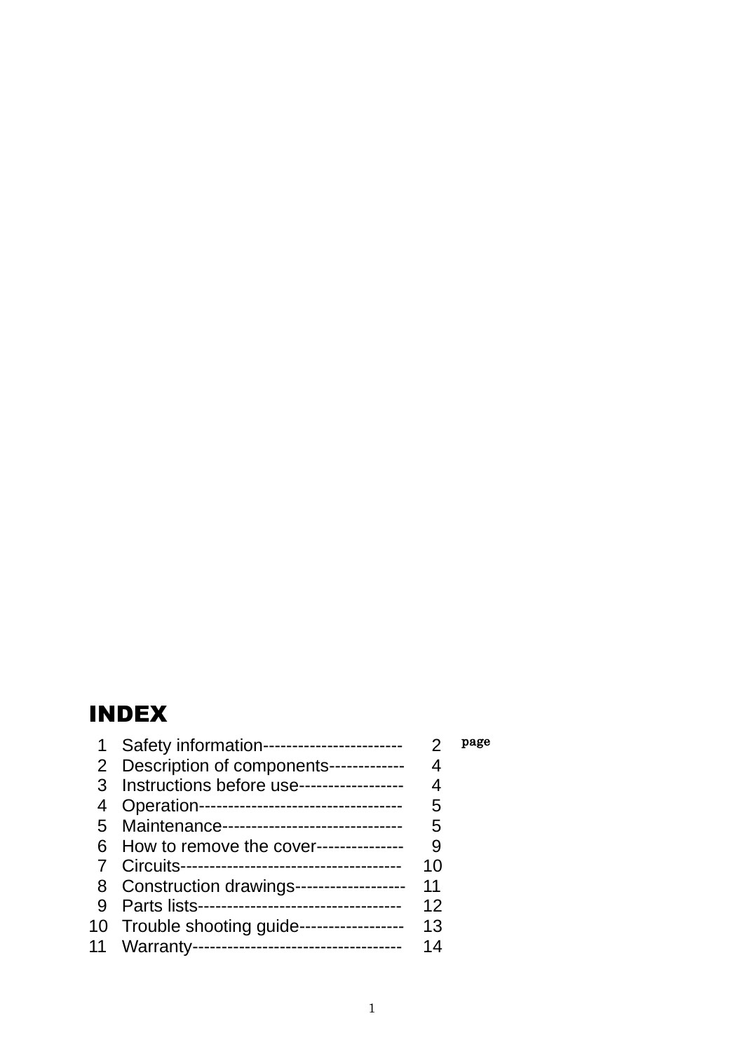# INDEX

| | | page |
|---|---|---|
| 1 | Safety information------------------------ | 2 |
| 2 | Description of components------------- | 4 |
| 3 | Instructions before use------------------ | 4 |
| 4 | Operation----------------------------------- | 5 |
| 5 | Maintenance------------------------------- | 5 |
| 6 | How to remove the cover--------------- | 9 |
| 7 | Circuits-------------------------------------- | 10 |
| 8 | Construction drawings------------------- | 11 |
| 9 | Parts lists---------------------------------- | 12 |
| 10 | Trouble shooting guide------------------ | 13 |
| 11 | Warranty------------------------------------ | 14 |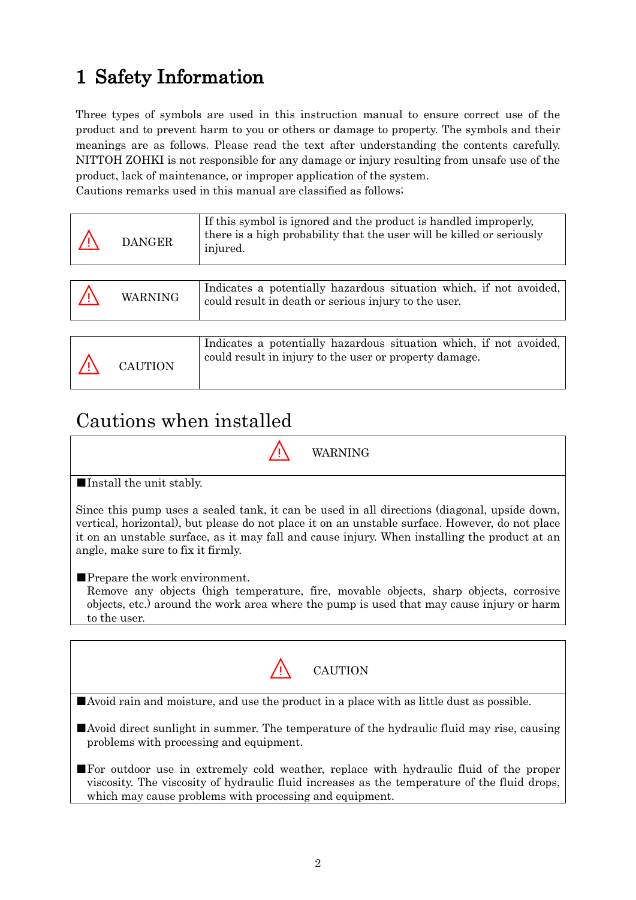# 1 Safety Information

Three types of symbols are used in this instruction manual to ensure correct use of the product and to prevent harm to you or others or damage to property. The symbols and their meanings are as follows. Please read the text after understanding the contents carefully. NITTOH ZOHKI is not responsible for any damage or injury resulting from unsafe use of the product, lack of maintenance, or improper application of the system.
Cautions remarks used in this manual are classified as follows;

| ⚠ DANGER | If this symbol is ignored and the product is handled improperly, there is a high probability that the user will be killed or seriously injured. |
|---|---|

| ⚠ WARNING | Indicates a potentially hazardous situation which, if not avoided, could result in death or serious injury to the user. |
|---|---|

| ⚠ CAUTION | Indicates a potentially hazardous situation which, if not avoided, could result in injury to the user or property damage. |
|---|---|

## Cautions when installed

**⚠ WARNING**

■Install the unit stably.

Since this pump uses a sealed tank, it can be used in all directions (diagonal, upside down, vertical, horizontal), but please do not place it on an unstable surface. However, do not place it on an unstable surface, as it may fall and cause injury. When installing the product at an angle, make sure to fix it firmly.

■Prepare the work environment.
Remove any objects (high temperature, fire, movable objects, sharp objects, corrosive objects, etc.) around the work area where the pump is used that may cause injury or harm to the user.

**⚠ CAUTION**

■Avoid rain and moisture, and use the product in a place with as little dust as possible.

■Avoid direct sunlight in summer. The temperature of the hydraulic fluid may rise, causing problems with processing and equipment.

■For outdoor use in extremely cold weather, replace with hydraulic fluid of the proper viscosity. The viscosity of hydraulic fluid increases as the temperature of the fluid drops, which may cause problems with processing and equipment.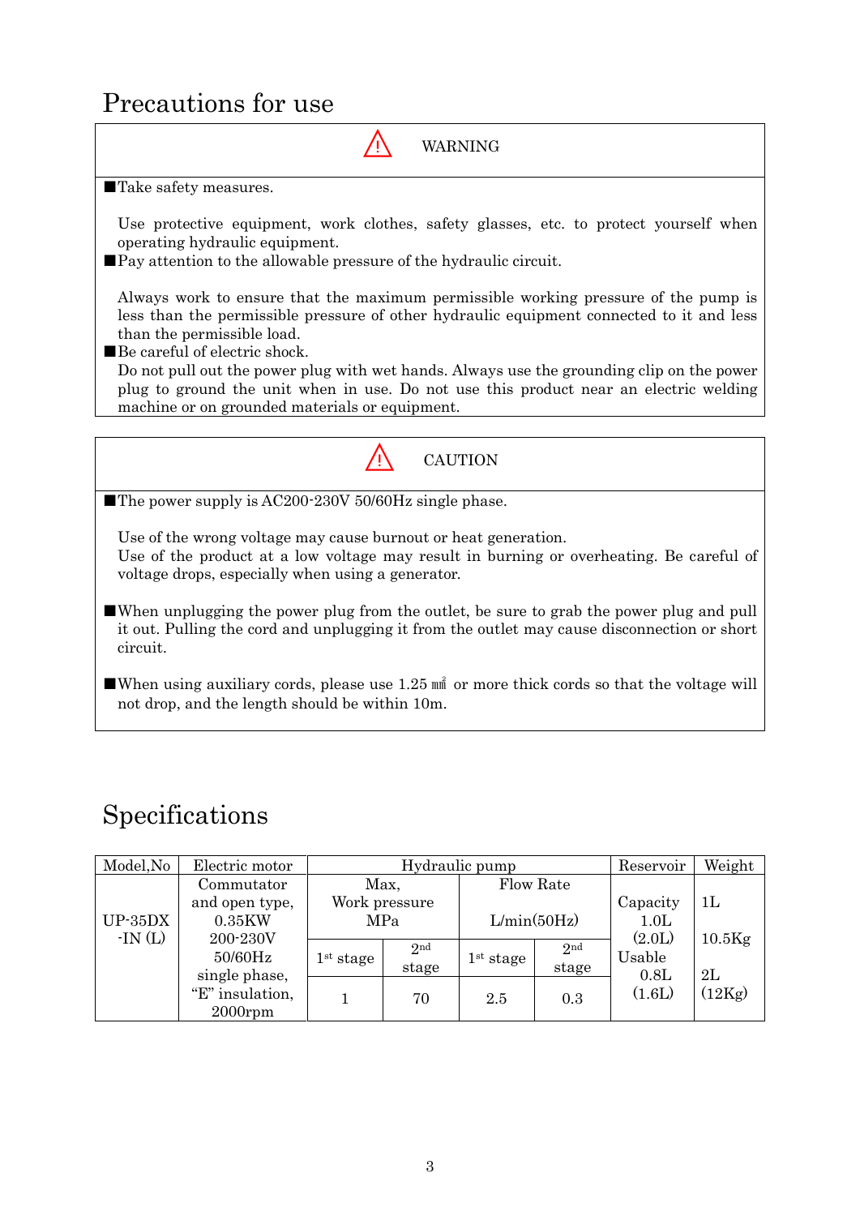# Precautions for use

**⚠ WARNING**

■Take safety measures.

Use protective equipment, work clothes, safety glasses, etc. to protect yourself when operating hydraulic equipment.

■Pay attention to the allowable pressure of the hydraulic circuit.

Always work to ensure that the maximum permissible working pressure of the pump is less than the permissible pressure of other hydraulic equipment connected to it and less than the permissible load.

■Be careful of electric shock.

Do not pull out the power plug with wet hands. Always use the grounding clip on the power plug to ground the unit when in use. Do not use this product near an electric welding machine or on grounded materials or equipment.

**⚠ CAUTION**

■The power supply is AC200-230V 50/60Hz single phase.

Use of the wrong voltage may cause burnout or heat generation.
Use of the product at a low voltage may result in burning or overheating. Be careful of voltage drops, especially when using a generator.

■When unplugging the power plug from the outlet, be sure to grab the power plug and pull it out. Pulling the cord and unplugging it from the outlet may cause disconnection or short circuit.

■When using auxiliary cords, please use 1.25 ㎟ or more thick cords so that the voltage will not drop, and the length should be within 10m.

# Specifications

| Model,No | Electric motor | Hydraulic pump | | | | Reservoir | Weight |
|---|---|---|---|---|---|---|---|
| | | Max, Work pressure MPa | | Flow Rate L/min(50Hz) | | | |
| | | 1st stage | 2nd stage | 1st stage | 2nd stage | | |
| UP-35DX -IN (L) | Commutator and open type, 0.35KW 200-230V 50/60Hz single phase, "E" insulation, 2000rpm | 1 | 70 | 2.5 | 0.3 | Capacity 1.0L (2.0L) Usable 0.8L (1.6L) | 1L 10.5Kg 2L (12Kg) |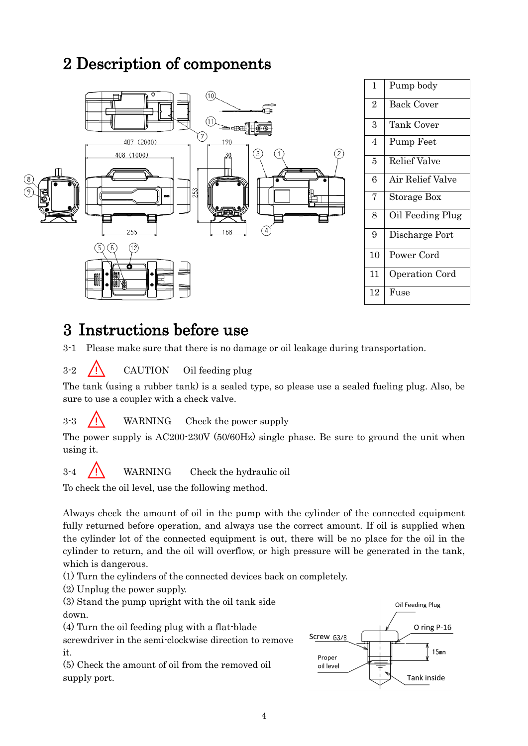# 2 Description of components

| | |
|---|---|
| 1 | Pump body |
| 2 | Back Cover |
| 3 | Tank Cover |
| 4 | Pump Feet |
| 5 | Relief Valve |
| 6 | Air Relief Valve |
| 7 | Storage Box |
| 8 | Oil Feeding Plug |
| 9 | Discharge Port |
| 10 | Power Cord |
| 11 | Operation Cord |
| 12 | Fuse |

# 3 Instructions before use

3-1 Please make sure that there is no damage or oil leakage during transportation.

3-2 ⚠ CAUTION Oil feeding plug

The tank (using a rubber tank) is a sealed type, so please use a sealed fueling plug. Also, be sure to use a coupler with a check valve.

3-3 ⚠ WARNING Check the power supply

The power supply is AC200-230V (50/60Hz) single phase. Be sure to ground the unit when using it.

3-4 ⚠ WARNING Check the hydraulic oil

To check the oil level, use the following method.

Always check the amount of oil in the pump with the cylinder of the connected equipment fully returned before operation, and always use the correct amount. If oil is supplied when the cylinder lot of the connected equipment is out, there will be no place for the oil in the cylinder to return, and the oil will overflow, or high pressure will be generated in the tank, which is dangerous.

(1) Turn the cylinders of the connected devices back on completely.
(2) Unplug the power supply.
(3) Stand the pump upright with the oil tank side down.
(4) Turn the oil feeding plug with a flat-blade screwdriver in the semi-clockwise direction to remove it.
(5) Check the amount of oil from the removed oil supply port.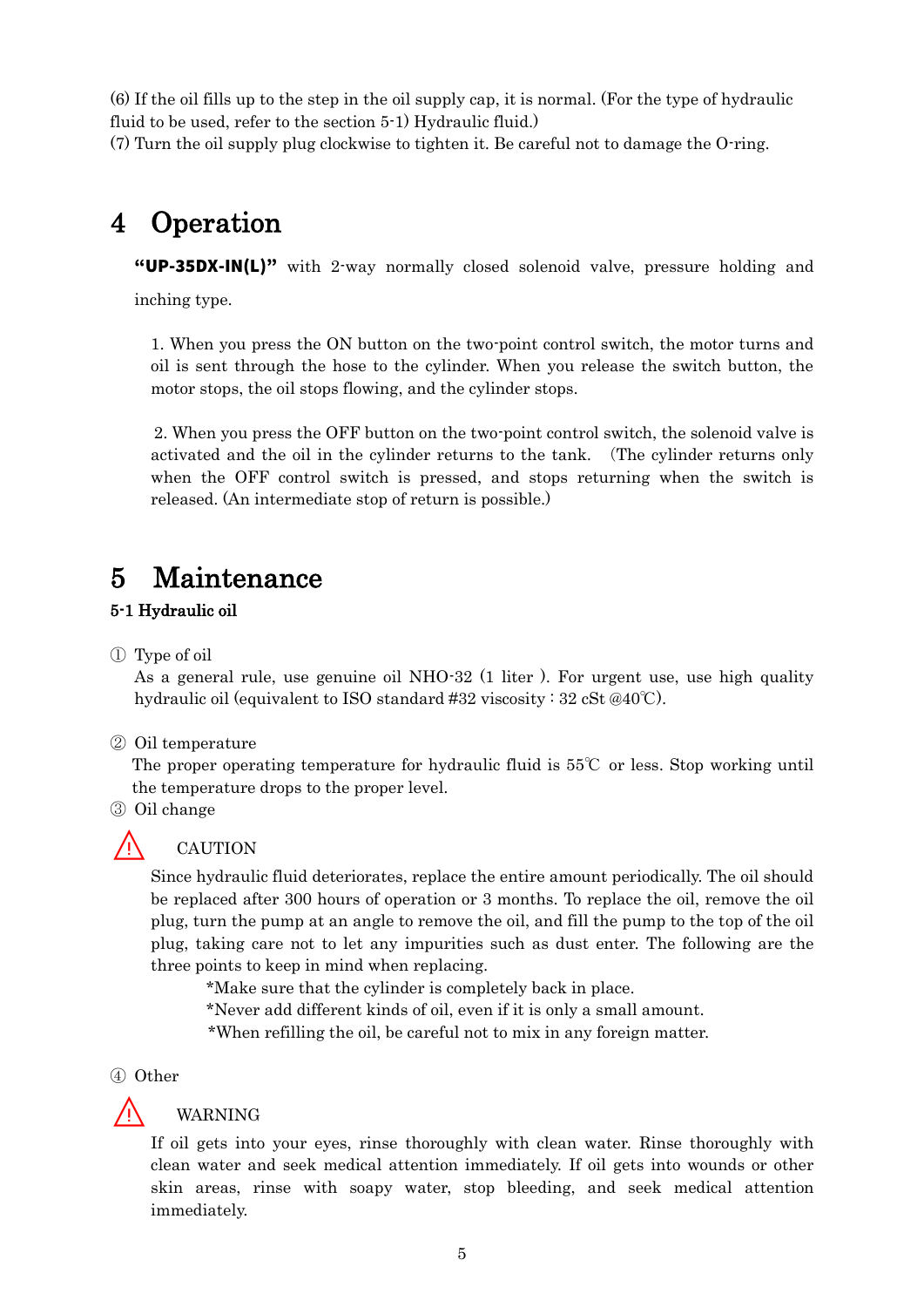(6) If the oil fills up to the step in the oil supply cap, it is normal. (For the type of hydraulic fluid to be used, refer to the section 5-1) Hydraulic fluid.)

(7) Turn the oil supply plug clockwise to tighten it. Be careful not to damage the O-ring.

# 4 Operation

**"UP-35DX-IN(L)"** with 2-way normally closed solenoid valve, pressure holding and inching type.

1. When you press the ON button on the two-point control switch, the motor turns and oil is sent through the hose to the cylinder. When you release the switch button, the motor stops, the oil stops flowing, and the cylinder stops.

2. When you press the OFF button on the two-point control switch, the solenoid valve is activated and the oil in the cylinder returns to the tank. (The cylinder returns only when the OFF control switch is pressed, and stops returning when the switch is released. (An intermediate stop of return is possible.)

# 5 Maintenance

### 5-1 Hydraulic oil

① Type of oil

As a general rule, use genuine oil NHO-32 (1 liter ). For urgent use, use high quality hydraulic oil (equivalent to ISO standard #32 viscosity : 32 cSt @40℃).

② Oil temperature

The proper operating temperature for hydraulic fluid is 55℃ or less. Stop working until the temperature drops to the proper level.

③ Oil change

⚠ CAUTION

Since hydraulic fluid deteriorates, replace the entire amount periodically. The oil should be replaced after 300 hours of operation or 3 months. To replace the oil, remove the oil plug, turn the pump at an angle to remove the oil, and fill the pump to the top of the oil plug, taking care not to let any impurities such as dust enter. The following are the three points to keep in mind when replacing.

*Make sure that the cylinder is completely back in place.
*Never add different kinds of oil, even if it is only a small amount.
*When refilling the oil, be careful not to mix in any foreign matter.

④ Other

⚠ WARNING

If oil gets into your eyes, rinse thoroughly with clean water. Rinse thoroughly with clean water and seek medical attention immediately. If oil gets into wounds or other skin areas, rinse with soapy water, stop bleeding, and seek medical attention immediately.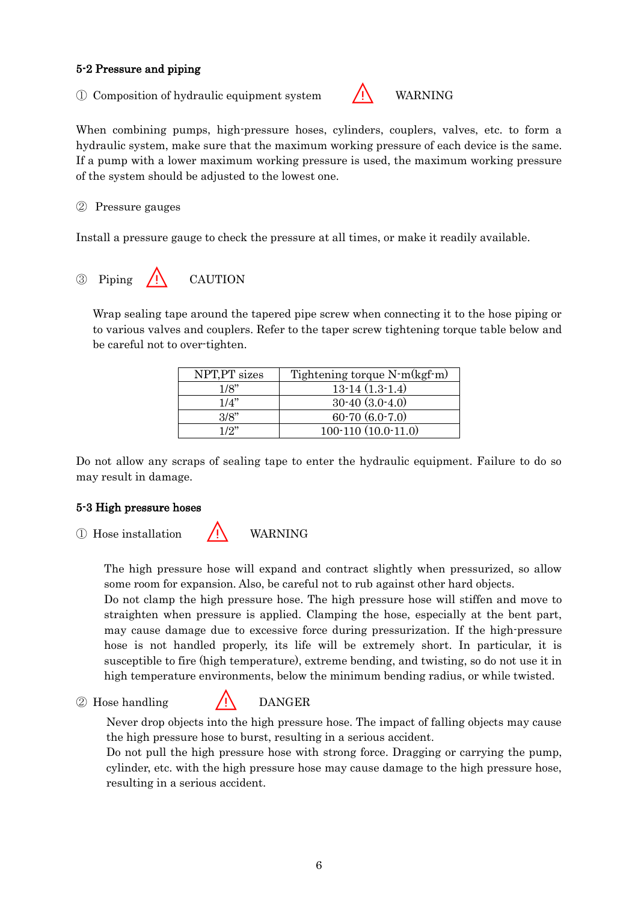### 5-2 Pressure and piping

① Composition of hydraulic equipment system ⚠ WARNING

When combining pumps, high-pressure hoses, cylinders, couplers, valves, etc. to form a hydraulic system, make sure that the maximum working pressure of each device is the same. If a pump with a lower maximum working pressure is used, the maximum working pressure of the system should be adjusted to the lowest one.

② Pressure gauges

Install a pressure gauge to check the pressure at all times, or make it readily available.

③ Piping ⚠ CAUTION

Wrap sealing tape around the tapered pipe screw when connecting it to the hose piping or to various valves and couplers. Refer to the taper screw tightening torque table below and be careful not to over-tighten.

| NPT,PT sizes | Tightening torque N-m(kgf-m) |
|---|---|
| 1/8" | 13-14 (1.3-1.4) |
| 1/4" | 30-40 (3.0-4.0) |
| 3/8" | 60-70 (6.0-7.0) |
| 1/2" | 100-110 (10.0-11.0) |

Do not allow any scraps of sealing tape to enter the hydraulic equipment. Failure to do so may result in damage.

### 5-3 High pressure hoses

① Hose installation ⚠ WARNING

The high pressure hose will expand and contract slightly when pressurized, so allow some room for expansion. Also, be careful not to rub against other hard objects.
Do not clamp the high pressure hose. The high pressure hose will stiffen and move to straighten when pressure is applied. Clamping the hose, especially at the bent part, may cause damage due to excessive force during pressurization. If the high-pressure hose is not handled properly, its life will be extremely short. In particular, it is susceptible to fire (high temperature), extreme bending, and twisting, so do not use it in high temperature environments, below the minimum bending radius, or while twisted.

② Hose handling ⚠ DANGER

Never drop objects into the high pressure hose. The impact of falling objects may cause the high pressure hose to burst, resulting in a serious accident.
Do not pull the high pressure hose with strong force. Dragging or carrying the pump, cylinder, etc. with the high pressure hose may cause damage to the high pressure hose, resulting in a serious accident.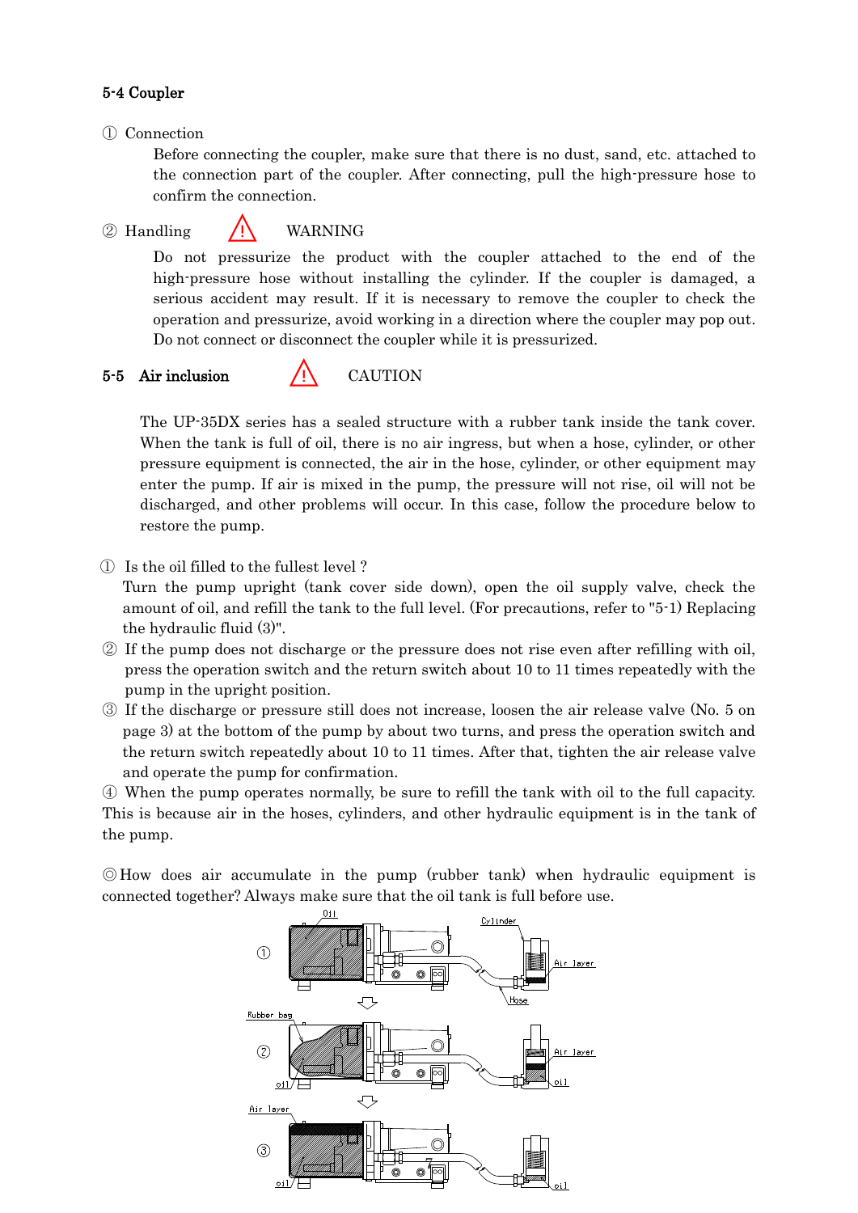## 5-4 Coupler

① Connection

Before connecting the coupler, make sure that there is no dust, sand, etc. attached to the connection part of the coupler. After connecting, pull the high-pressure hose to confirm the connection.

② Handling ⚠ WARNING

Do not pressurize the product with the coupler attached to the end of the high-pressure hose without installing the cylinder. If the coupler is damaged, a serious accident may result. If it is necessary to remove the coupler to check the operation and pressurize, avoid working in a direction where the coupler may pop out. Do not connect or disconnect the coupler while it is pressurized.

## 5-5 Air inclusion ⚠ CAUTION

The UP-35DX series has a sealed structure with a rubber tank inside the tank cover. When the tank is full of oil, there is no air ingress, but when a hose, cylinder, or other pressure equipment is connected, the air in the hose, cylinder, or other equipment may enter the pump. If air is mixed in the pump, the pressure will not rise, oil will not be discharged, and other problems will occur. In this case, follow the procedure below to restore the pump.

① Is the oil filled to the fullest level ?
Turn the pump upright (tank cover side down), open the oil supply valve, check the amount of oil, and refill the tank to the full level. (For precautions, refer to "5-1) Replacing the hydraulic fluid (3)".

② If the pump does not discharge or the pressure does not rise even after refilling with oil, press the operation switch and the return switch about 10 to 11 times repeatedly with the pump in the upright position.

③ If the discharge or pressure still does not increase, loosen the air release valve (No. 5 on page 3) at the bottom of the pump by about two turns, and press the operation switch and the return switch repeatedly about 10 to 11 times. After that, tighten the air release valve and operate the pump for confirmation.

④ When the pump operates normally, be sure to refill the tank with oil to the full capacity. This is because air in the hoses, cylinders, and other hydraulic equipment is in the tank of the pump.

◎How does air accumulate in the pump (rubber tank) when hydraulic equipment is connected together? Always make sure that the oil tank is full before use.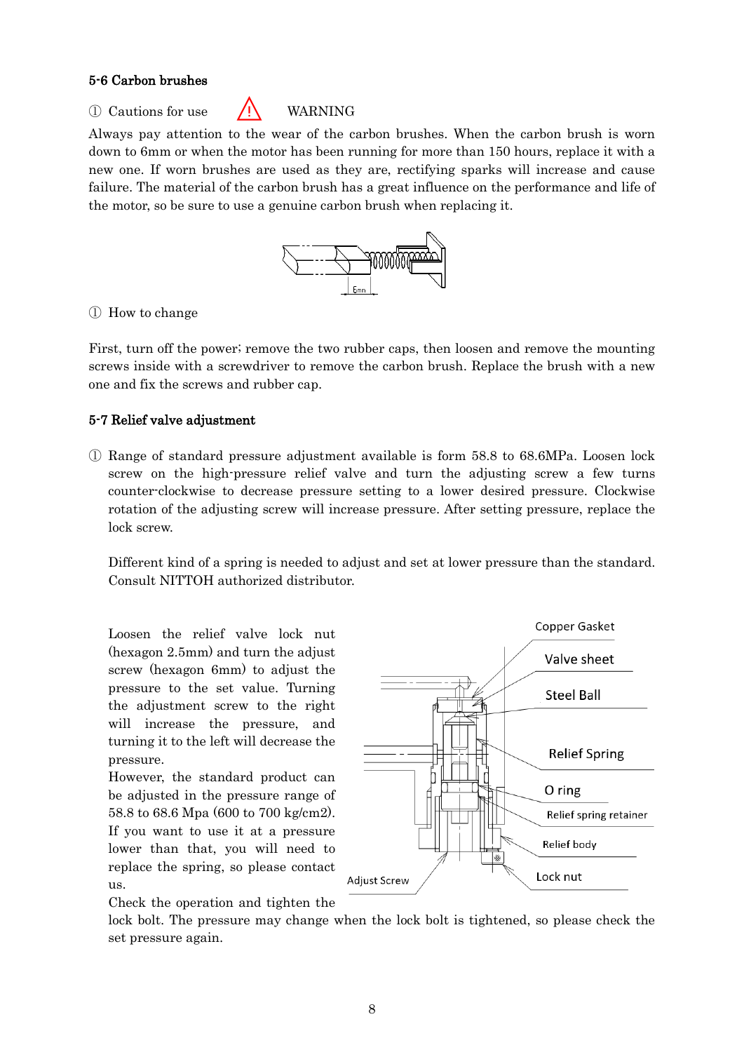### 5-6 Carbon brushes

① Cautions for use ⚠ WARNING

Always pay attention to the wear of the carbon brushes. When the carbon brush is worn down to 6mm or when the motor has been running for more than 150 hours, replace it with a new one. If worn brushes are used as they are, rectifying sparks will increase and cause failure. The material of the carbon brush has a great influence on the performance and life of the motor, so be sure to use a genuine carbon brush when replacing it.

① How to change

First, turn off the power; remove the two rubber caps, then loosen and remove the mounting screws inside with a screwdriver to remove the carbon brush. Replace the brush with a new one and fix the screws and rubber cap.

### 5-7 Relief valve adjustment

① Range of standard pressure adjustment available is form 58.8 to 68.6MPa. Loosen lock screw on the high-pressure relief valve and turn the adjusting screw a few turns counter-clockwise to decrease pressure setting to a lower desired pressure. Clockwise rotation of the adjusting screw will increase pressure. After setting pressure, replace the lock screw.

Different kind of a spring is needed to adjust and set at lower pressure than the standard. Consult NITTOH authorized distributor.

Loosen the relief valve lock nut (hexagon 2.5mm) and turn the adjust screw (hexagon 6mm) to adjust the pressure to the set value. Turning the adjustment screw to the right will increase the pressure, and turning it to the left will decrease the pressure.

However, the standard product can be adjusted in the pressure range of 58.8 to 68.6 Mpa (600 to 700 kg/cm2). If you want to use it at a pressure lower than that, you will need to replace the spring, so please contact us.

Check the operation and tighten the lock bolt. The pressure may change when the lock bolt is tightened, so please check the set pressure again.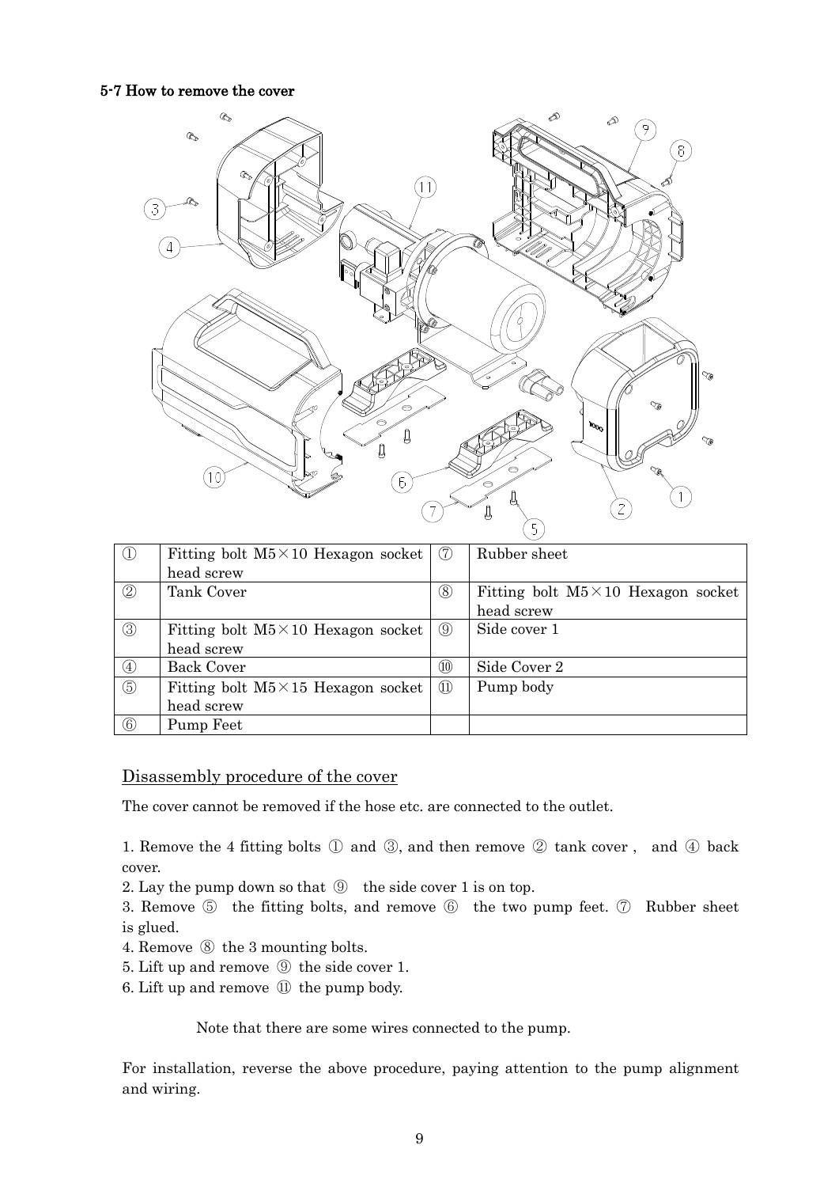#### 5-7 How to remove the cover

| ① | Fitting bolt M5×10 Hexagon socket head screw | ⑦ | Rubber sheet |
|---|---|---|---|
| ② | Tank Cover | ⑧ | Fitting bolt M5×10 Hexagon socket head screw |
| ③ | Fitting bolt M5×10 Hexagon socket head screw | ⑨ | Side cover 1 |
| ④ | Back Cover | ⑩ | Side Cover 2 |
| ⑤ | Fitting bolt M5×15 Hexagon socket head screw | ⑪ | Pump body |
| ⑥ | Pump Feet | | |

Disassembly procedure of the cover

The cover cannot be removed if the hose etc. are connected to the outlet.

1. Remove the 4 fitting bolts ① and ③, and then remove ② tank cover , and ④ back cover.
2. Lay the pump down so that ⑨ the side cover 1 is on top.
3. Remove ⑤ the fitting bolts, and remove ⑥ the two pump feet. ⑦ Rubber sheet is glued.
4. Remove ⑧ the 3 mounting bolts.
5. Lift up and remove ⑨ the side cover 1.
6. Lift up and remove ⑪ the pump body.

Note that there are some wires connected to the pump.

For installation, reverse the above procedure, paying attention to the pump alignment and wiring.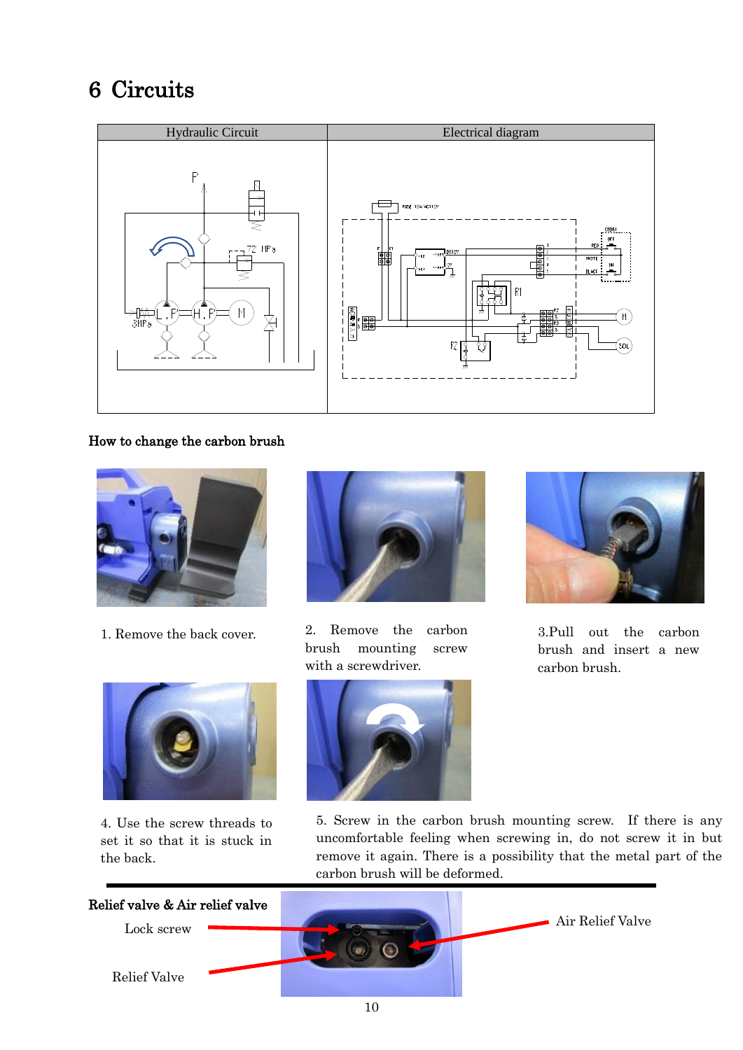# 6 Circuits

| Hydraulic Circuit | Electrical diagram |
|---|---|
| | |

## How to change the carbon brush

1. Remove the back cover.

2. Remove the carbon brush mounting screw with a screwdriver.

3. Pull out the carbon brush and insert a new carbon brush.

4. Use the screw threads to set it so that it is stuck in the back.

5. Screw in the carbon brush mounting screw. If there is any uncomfortable feeling when screwing in, do not screw it in but remove it again. There is a possibility that the metal part of the carbon brush will be deformed.

## Relief valve & Air relief valve

Lock screw

Relief Valve

Air Relief Valve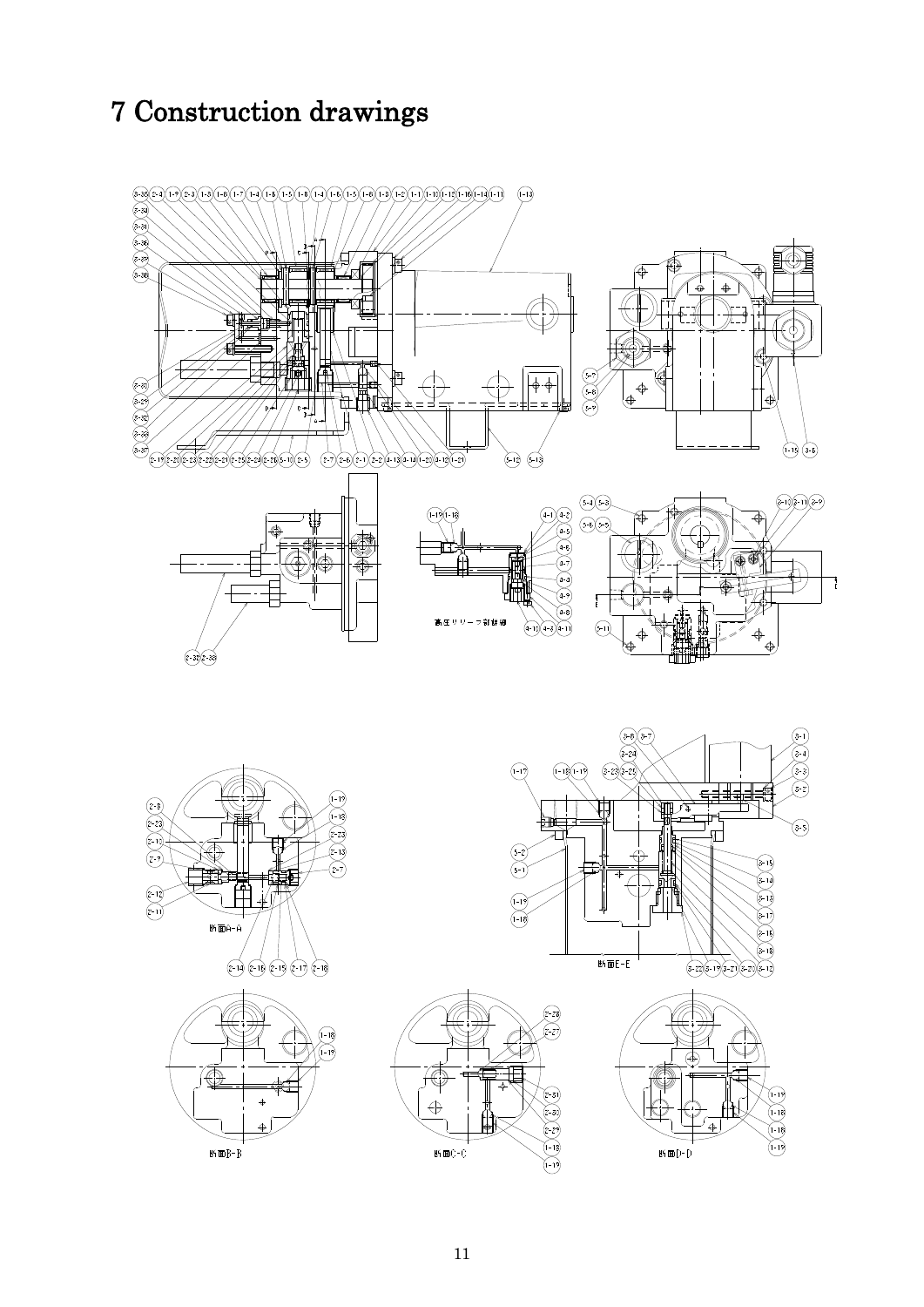# 7 Construction drawings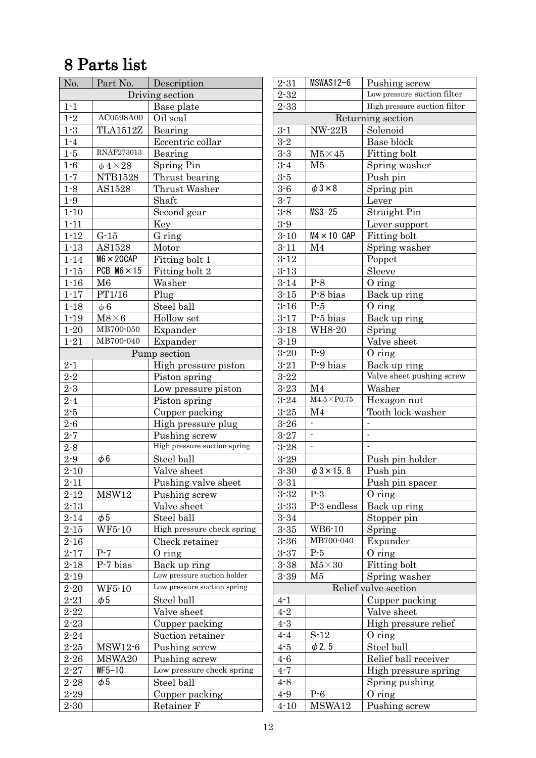# 8 Parts list

| No. | Part No. | Description |
|---|---|---|
| Driving section | | |
| 1-1 | | Base plate |
| 1-2 | AC0598A00 | Oil seal |
| 1-3 | TLA1512Z | Bearing |
| 1-4 | | Eccentric collar |
| 1-5 | RNAF273013 | Bearing |
| 1-6 | φ4×28 | Spring Pin |
| 1-7 | NTB1528 | Thrust bearing |
| 1-8 | AS1528 | Thrust Washer |
| 1-9 | | Shaft |
| 1-10 | | Second gear |
| 1-11 | | Key |
| 1-12 | G-15 | G ring |
| 1-13 | AS1528 | Motor |
| 1-14 | M6×20CAP | Fitting bolt 1 |
| 1-15 | PCB M6×15 | Fitting bolt 2 |
| 1-16 | M6 | Washer |
| 1-17 | PT1/16 | Plug |
| 1-18 | φ6 | Steel ball |
| 1-19 | M8×6 | Hollow set |
| 1-20 | MB700-050 | Expander |
| 1-21 | MB700-040 | Expander |
| Pump section | | |
| 2-1 | | High pressure piston |
| 2-2 | | Piston spring |
| 2-3 | | Low pressure piston |
| 2-4 | | Piston spring |
| 2-5 | | Cupper packing |
| 2-6 | | High pressure plug |
| 2-7 | | Pushing screw |
| 2-8 | | High pressure suction spring |
| 2-9 | φ6 | Steel ball |
| 2-10 | | Valve sheet |
| 2-11 | | Pushing valve sheet |
| 2-12 | MSW12 | Pushing screw |
| 2-13 | | Valve sheet |
| 2-14 | φ5 | Steel ball |
| 2-15 | WF5-10 | High pressure check spring |
| 2-16 | | Check retainer |
| 2-17 | P-7 | O ring |
| 2-18 | P-7 bias | Back up ring |
| 2-19 | | Low pressure suction holder |
| 2-20 | WF5-10 | Low pressure suction spring |
| 2-21 | φ5 | Steel ball |
| 2-22 | | Valve sheet |
| 2-23 | | Cupper packing |
| 2-24 | | Suction retainer |
| 2-25 | MSW12-6 | Pushing screw |
| 2-26 | MSWA20 | Pushing screw |
| 2-27 | WF5-10 | Low pressure check spring |
| 2-28 | φ5 | Steel ball |
| 2-29 | | Cupper packing |
| 2-30 | | Retainer F |
| 2-31 | MSWAS12-6 | Pushing screw |
| 2-32 | | Low pressure suction filter |
| 2-33 | | High pressure suction filter |
| Returning section | | |
| 3-1 | NW-22B | Solenoid |
| 3-2 | | Base block |
| 3-3 | M5×45 | Fitting bolt |
| 3-4 | M5 | Spring washer |
| 3-5 | | Push pin |
| 3-6 | φ3×8 | Spring pin |
| 3-7 | | Lever |
| 3-8 | MS3-25 | Straight Pin |
| 3-9 | | Lever support |
| 3-10 | M4×10 CAP | Fitting bolt |
| 3-11 | M4 | Spring washer |
| 3-12 | | Poppet |
| 3-13 | | Sleeve |
| 3-14 | P-8 | O ring |
| 3-15 | P-8 bias | Back up ring |
| 3-16 | P-5 | O ring |
| 3-17 | P-5 bias | Back up ring |
| 3-18 | WH8-20 | Spring |
| 3-19 | | Valve sheet |
| 3-20 | P-9 | O ring |
| 3-21 | P-9 bias | Back up ring |
| 3-22 | | Valve sheet pushing screw |
| 3-23 | M4 | Washer |
| 3-24 | M4.5×P0.75 | Hexagon nut |
| 3-25 | M4 | Tooth lock washer |
| 3-26 | - | - |
| 3-27 | - | - |
| 3-28 | - | - |
| 3-29 | | Push pin holder |
| 3-30 | φ3×15.8 | Push pin |
| 3-31 | | Push pin spacer |
| 3-32 | P-3 | O ring |
| 3-33 | P-3 endless | Back up ring |
| 3-34 | | Stopper pin |
| 3-35 | WB6-10 | Spring |
| 3-36 | MB700-040 | Expander |
| 3-37 | P-5 | O ring |
| 3-38 | M5×30 | Fitting bolt |
| 3-39 | M5 | Spring washer |
| Relief valve section | | |
| 4-1 | | Cupper packing |
| 4-2 | | Valve sheet |
| 4-3 | | High pressure relief |
| 4-4 | S-12 | O ring |
| 4-5 | φ2.5 | Steel ball |
| 4-6 | | Relief ball receiver |
| 4-7 | | High pressure spring |
| 4-8 | | Spring pushing |
| 4-9 | P-6 | O ring |
| 4-10 | MSWA12 | Pushing screw |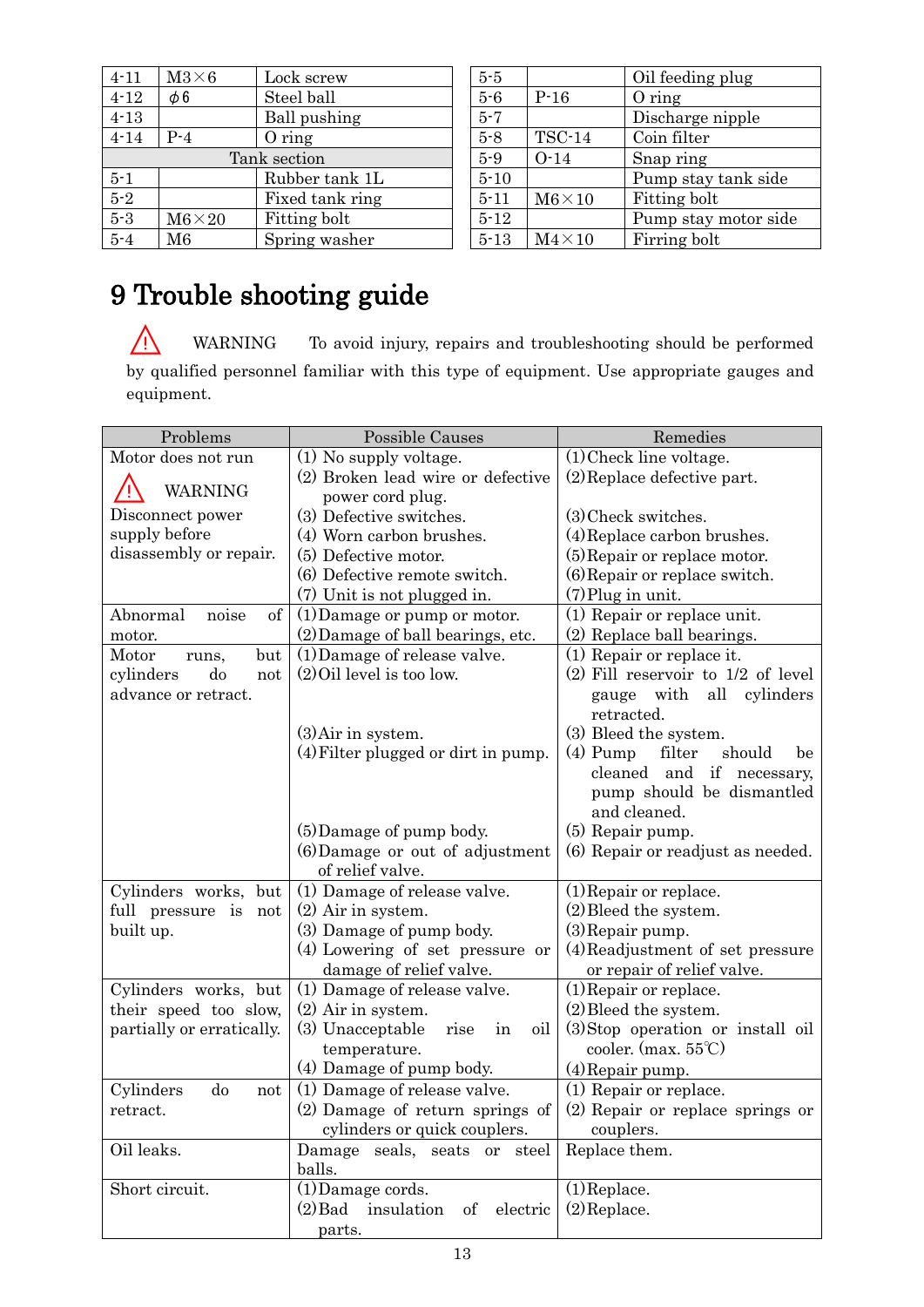| | | |
|---|---|---|
| 4-11 | M3×6 | Lock screw |
| 4-12 | φ6 | Steel ball |
| 4-13 | | Ball pushing |
| 4-14 | P-4 | O ring |
| Tank section | | |
| 5-1 | | Rubber tank 1L |
| 5-2 | | Fixed tank ring |
| 5-3 | M6×20 | Fitting bolt |
| 5-4 | M6 | Spring washer |

| | | |
|---|---|---|
| 5-5 | | Oil feeding plug |
| 5-6 | P-16 | O ring |
| 5-7 | | Discharge nipple |
| 5-8 | TSC-14 | Coin filter |
| 5-9 | O-14 | Snap ring |
| 5-10 | | Pump stay tank side |
| 5-11 | M6×10 | Fitting bolt |
| 5-12 | | Pump stay motor side |
| 5-13 | M4×10 | Firring bolt |

# 9 Trouble shooting guide

⚠ WARNING To avoid injury, repairs and troubleshooting should be performed by qualified personnel familiar with this type of equipment. Use appropriate gauges and equipment.

| Problems | Possible Causes | Remedies |
|---|---|---|
| Motor does not run<br>⚠ WARNING<br>Disconnect power supply before disassembly or repair. | (1) No supply voltage.<br>(2) Broken lead wire or defective power cord plug.<br>(3) Defective switches.<br>(4) Worn carbon brushes.<br>(5) Defective motor.<br>(6) Defective remote switch.<br>(7) Unit is not plugged in. | (1) Check line voltage.<br>(2) Replace defective part.<br>(3) Check switches.<br>(4) Replace carbon brushes.<br>(5) Repair or replace motor.<br>(6) Repair or replace switch.<br>(7) Plug in unit. |
| Abnormal noise of motor. | (1) Damage or pump or motor.<br>(2) Damage of ball bearings, etc. | (1) Repair or replace unit.<br>(2) Replace ball bearings. |
| Motor runs, but cylinders do not advance or retract. | (1) Damage of release valve.<br>(2) Oil level is too low.<br>(3) Air in system.<br>(4) Filter plugged or dirt in pump.<br>(5) Damage of pump body.<br>(6) Damage or out of adjustment of relief valve. | (1) Repair or replace it.<br>(2) Fill reservoir to 1/2 of level gauge with all cylinders retracted.<br>(3) Bleed the system.<br>(4) Pump filter should be cleaned and if necessary, pump should be dismantled and cleaned.<br>(5) Repair pump.<br>(6) Repair or readjust as needed. |
| Cylinders works, but full pressure is not built up. | (1) Damage of release valve.<br>(2) Air in system.<br>(3) Damage of pump body.<br>(4) Lowering of set pressure or damage of relief valve. | (1) Repair or replace.<br>(2) Bleed the system.<br>(3) Repair pump.<br>(4) Readjustment of set pressure or repair of relief valve. |
| Cylinders works, but their speed too slow, partially or erratically. | (1) Damage of release valve.<br>(2) Air in system.<br>(3) Unacceptable rise in oil temperature.<br>(4) Damage of pump body. | (1) Repair or replace.<br>(2) Bleed the system.<br>(3) Stop operation or install oil cooler. (max. 55℃)<br>(4) Repair pump. |
| Cylinders do not retract. | (1) Damage of release valve.<br>(2) Damage of return springs of cylinders or quick couplers. | (1) Repair or replace.<br>(2) Repair or replace springs or couplers. |
| Oil leaks. | Damage seals, seats or steel balls. | Replace them. |
| Short circuit. | (1) Damage cords.<br>(2) Bad insulation of electric parts. | (1) Replace.<br>(2) Replace. |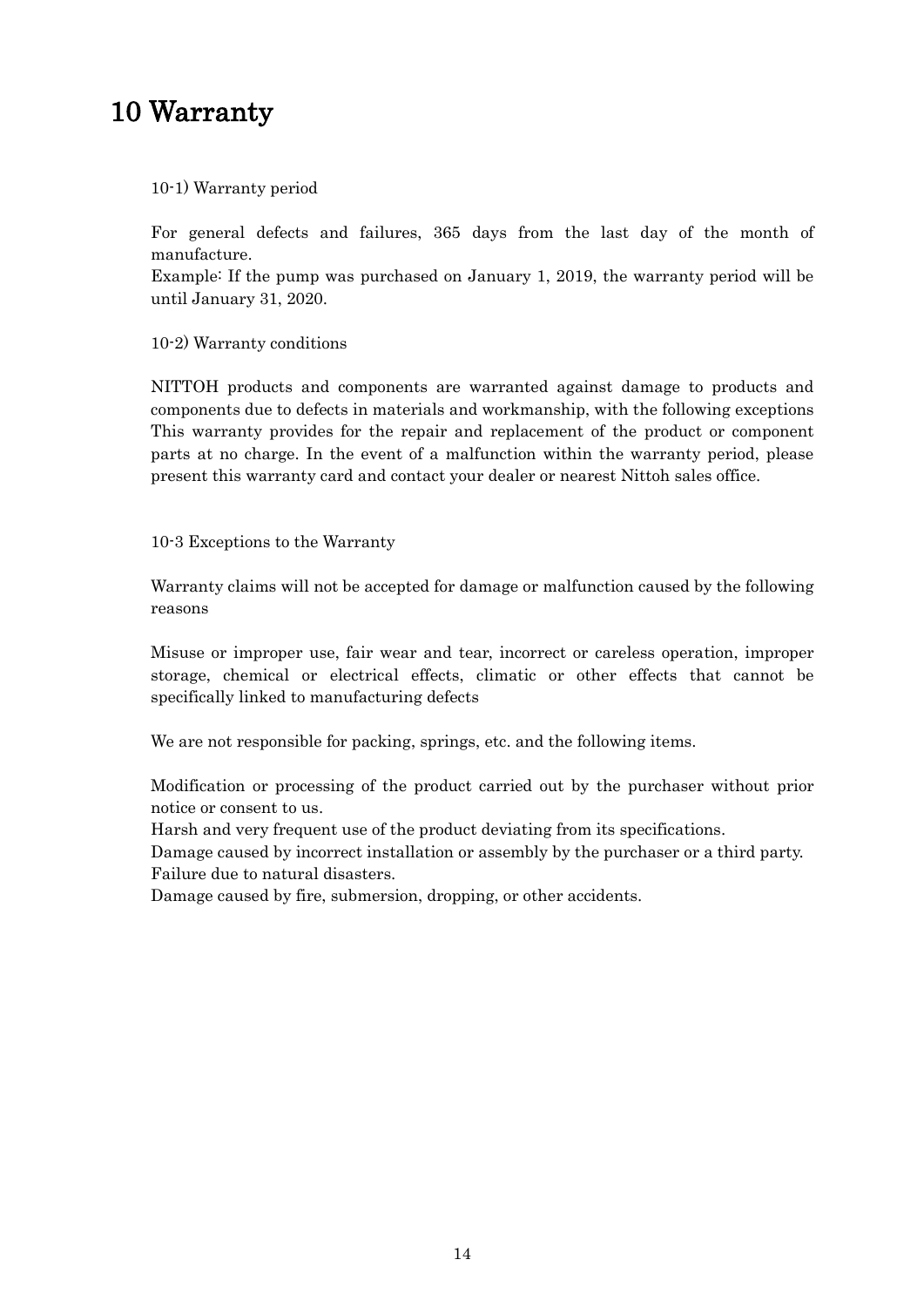# 10 Warranty

10-1) Warranty period

For general defects and failures, 365 days from the last day of the month of manufacture.
Example: If the pump was purchased on January 1, 2019, the warranty period will be until January 31, 2020.

10-2) Warranty conditions

NITTOH products and components are warranted against damage to products and components due to defects in materials and workmanship, with the following exceptions This warranty provides for the repair and replacement of the product or component parts at no charge. In the event of a malfunction within the warranty period, please present this warranty card and contact your dealer or nearest Nittoh sales office.

10-3 Exceptions to the Warranty

Warranty claims will not be accepted for damage or malfunction caused by the following reasons

Misuse or improper use, fair wear and tear, incorrect or careless operation, improper storage, chemical or electrical effects, climatic or other effects that cannot be specifically linked to manufacturing defects

We are not responsible for packing, springs, etc. and the following items.

Modification or processing of the product carried out by the purchaser without prior notice or consent to us.
Harsh and very frequent use of the product deviating from its specifications.
Damage caused by incorrect installation or assembly by the purchaser or a third party.
Failure due to natural disasters.
Damage caused by fire, submersion, dropping, or other accidents.